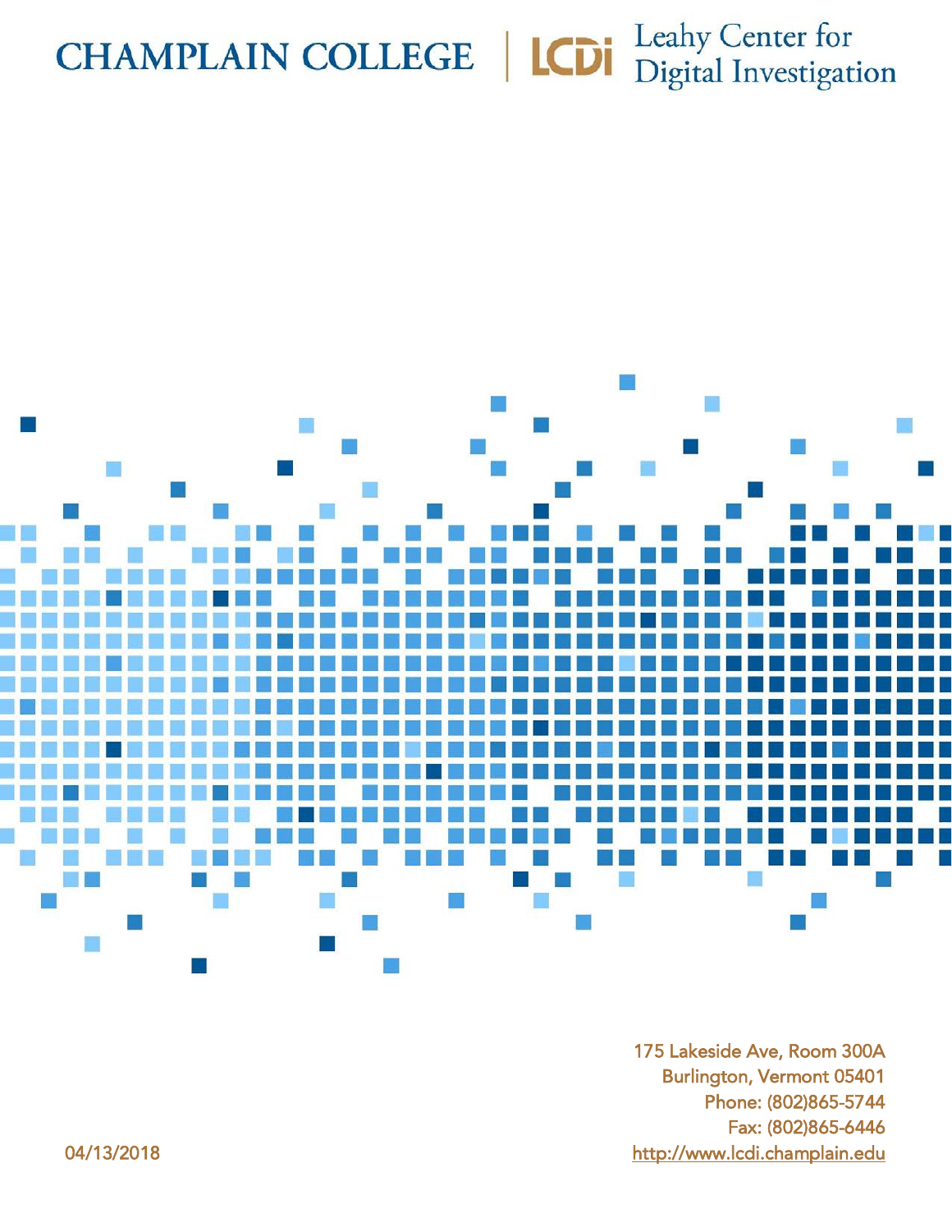CHAMPLAIN COLLEGE | LCDi Leahy Center for Digital Investigation

175 Lakeside Ave, Room 300A
Burlington, Vermont 05401
Phone: (802)865-5744
Fax: (802)865-6446
http://www.lcdi.champlain.edu

04/13/2018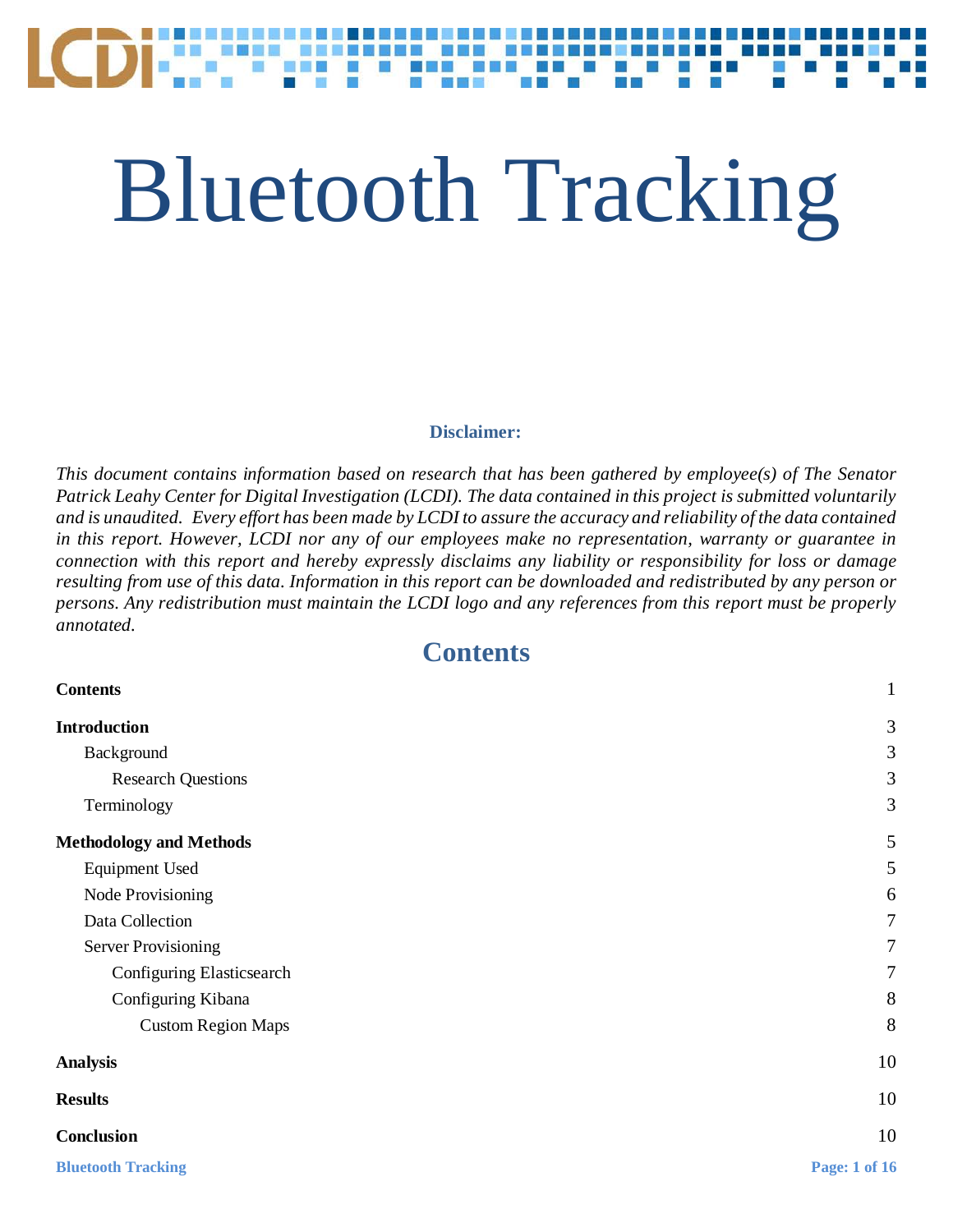# Bluetooth Tracking

**Disclaimer:**

*This document contains information based on research that has been gathered by employee(s) of The Senator Patrick Leahy Center for Digital Investigation (LCDI). The data contained in this project is submitted voluntarily and is unaudited. Every effort has been made by LCDI to assure the accuracy and reliability of the data contained in this report. However, LCDI nor any of our employees make no representation, warranty or guarantee in connection with this report and hereby expressly disclaims any liability or responsibility for loss or damage resulting from use of this data. Information in this report can be downloaded and redistributed by any person or persons. Any redistribution must maintain the LCDI logo and any references from this report must be properly annotated.*

## Contents

| | |
|---|---|
| **Contents** | 1 |
| **Introduction** | 3 |
| Background | 3 |
| Research Questions | 3 |
| Terminology | 3 |
| **Methodology and Methods** | 5 |
| Equipment Used | 5 |
| Node Provisioning | 6 |
| Data Collection | 7 |
| Server Provisioning | 7 |
| Configuring Elasticsearch | 7 |
| Configuring Kibana | 8 |
| Custom Region Maps | 8 |
| **Analysis** | 10 |
| **Results** | 10 |
| **Conclusion** | 10 |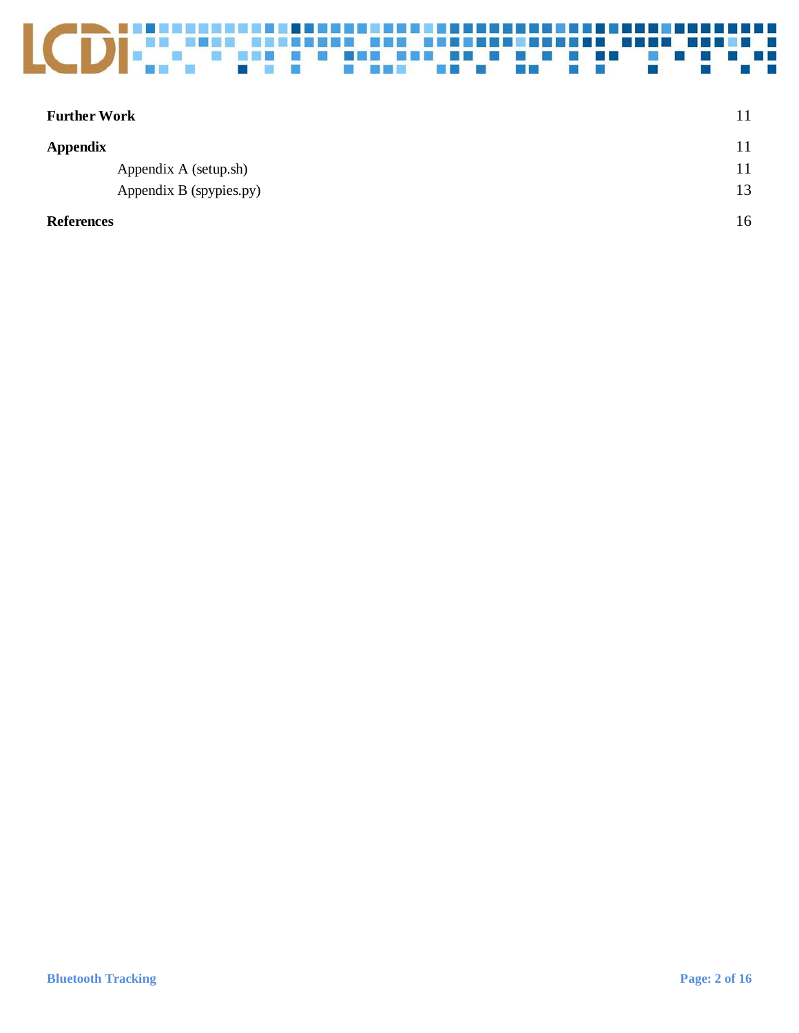**Further Work** 11

**Appendix** 11

Appendix A (setup.sh) 11

Appendix B (spypies.py) 13

**References** 16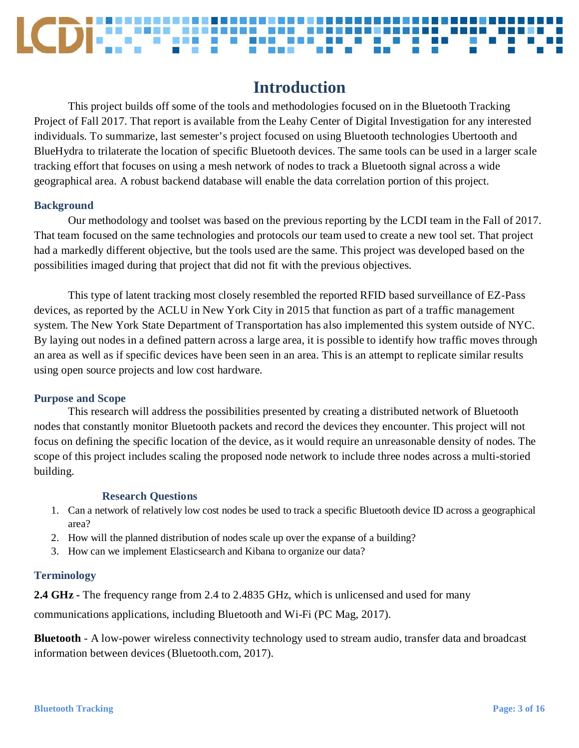# Introduction

This project builds off some of the tools and methodologies focused on in the Bluetooth Tracking Project of Fall 2017. That report is available from the Leahy Center of Digital Investigation for any interested individuals. To summarize, last semester's project focused on using Bluetooth technologies Ubertooth and BlueHydra to trilaterate the location of specific Bluetooth devices. The same tools can be used in a larger scale tracking effort that focuses on using a mesh network of nodes to track a Bluetooth signal across a wide geographical area. A robust backend database will enable the data correlation portion of this project.

## Background

Our methodology and toolset was based on the previous reporting by the LCDI team in the Fall of 2017. That team focused on the same technologies and protocols our team used to create a new tool set. That project had a markedly different objective, but the tools used are the same. This project was developed based on the possibilities imaged during that project that did not fit with the previous objectives.

This type of latent tracking most closely resembled the reported RFID based surveillance of EZ-Pass devices, as reported by the ACLU in New York City in 2015 that function as part of a traffic management system. The New York State Department of Transportation has also implemented this system outside of NYC. By laying out nodes in a defined pattern across a large area, it is possible to identify how traffic moves through an area as well as if specific devices have been seen in an area. This is an attempt to replicate similar results using open source projects and low cost hardware.

## Purpose and Scope

This research will address the possibilities presented by creating a distributed network of Bluetooth nodes that constantly monitor Bluetooth packets and record the devices they encounter. This project will not focus on defining the specific location of the device, as it would require an unreasonable density of nodes. The scope of this project includes scaling the proposed node network to include three nodes across a multi-storied building.

### Research Questions

1. Can a network of relatively low cost nodes be used to track a specific Bluetooth device ID across a geographical area?
2. How will the planned distribution of nodes scale up over the expanse of a building?
3. How can we implement Elasticsearch and Kibana to organize our data?

## Terminology

**2.4 GHz -** The frequency range from 2.4 to 2.4835 GHz, which is unlicensed and used for many communications applications, including Bluetooth and Wi-Fi (PC Mag, 2017).

**Bluetooth** - A low-power wireless connectivity technology used to stream audio, transfer data and broadcast information between devices (Bluetooth.com, 2017).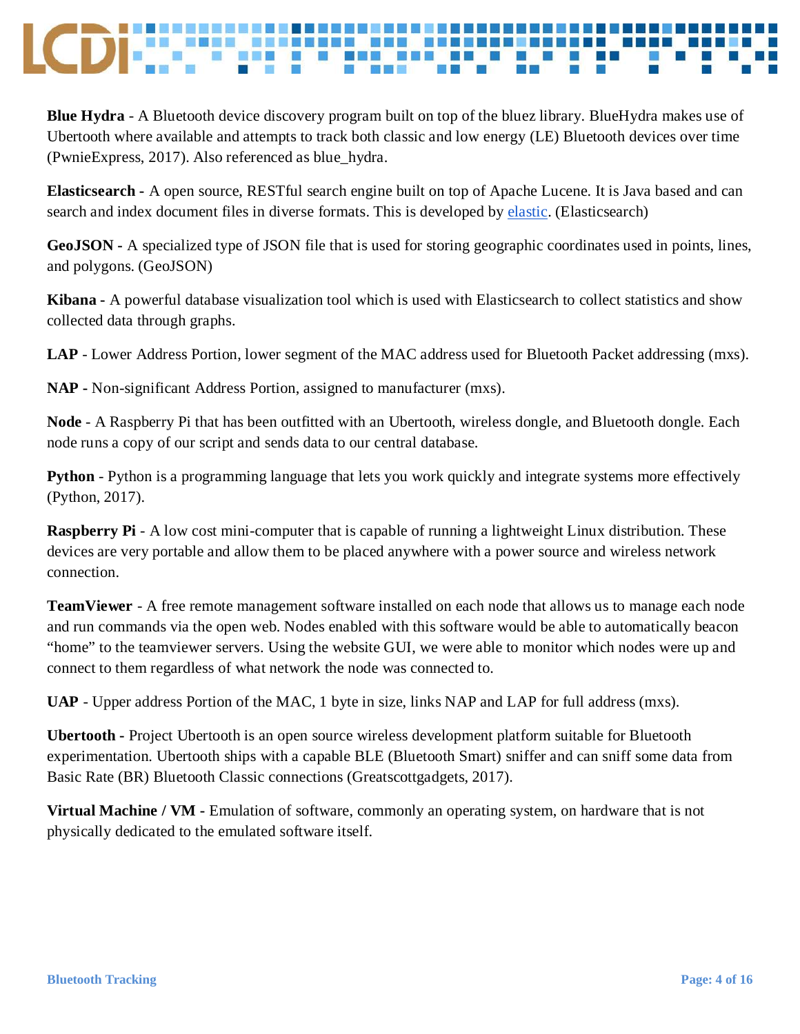**Blue Hydra** - A Bluetooth device discovery program built on top of the bluez library. BlueHydra makes use of Ubertooth where available and attempts to track both classic and low energy (LE) Bluetooth devices over time (PwnieExpress, 2017). Also referenced as blue_hydra.

**Elasticsearch -** A open source, RESTful search engine built on top of Apache Lucene. It is Java based and can search and index document files in diverse formats. This is developed by [elastic](). (Elasticsearch)

**GeoJSON -** A specialized type of JSON file that is used for storing geographic coordinates used in points, lines, and polygons. (GeoJSON)

**Kibana -** A powerful database visualization tool which is used with Elasticsearch to collect statistics and show collected data through graphs.

**LAP** - Lower Address Portion, lower segment of the MAC address used for Bluetooth Packet addressing (mxs).

**NAP -** Non-significant Address Portion, assigned to manufacturer (mxs).

**Node** - A Raspberry Pi that has been outfitted with an Ubertooth, wireless dongle, and Bluetooth dongle. Each node runs a copy of our script and sends data to our central database.

**Python** - Python is a programming language that lets you work quickly and integrate systems more effectively (Python, 2017).

**Raspberry Pi** - A low cost mini-computer that is capable of running a lightweight Linux distribution. These devices are very portable and allow them to be placed anywhere with a power source and wireless network connection.

**TeamViewer** - A free remote management software installed on each node that allows us to manage each node and run commands via the open web. Nodes enabled with this software would be able to automatically beacon "home" to the teamviewer servers. Using the website GUI, we were able to monitor which nodes were up and connect to them regardless of what network the node was connected to.

**UAP** - Upper address Portion of the MAC, 1 byte in size, links NAP and LAP for full address (mxs).

**Ubertooth -** Project Ubertooth is an open source wireless development platform suitable for Bluetooth experimentation. Ubertooth ships with a capable BLE (Bluetooth Smart) sniffer and can sniff some data from Basic Rate (BR) Bluetooth Classic connections (Greatscottgadgets, 2017).

**Virtual Machine / VM -** Emulation of software, commonly an operating system, on hardware that is not physically dedicated to the emulated software itself.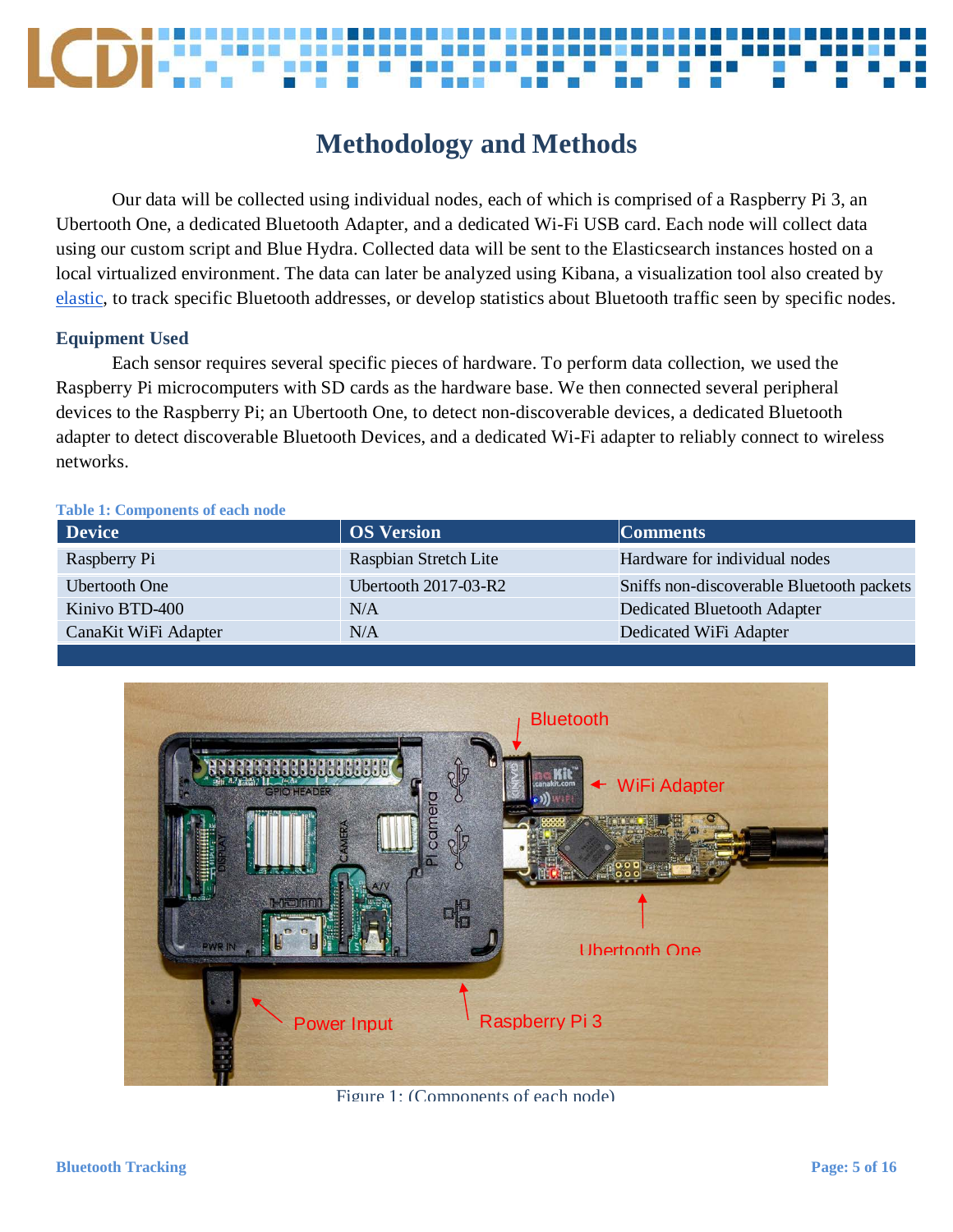# Methodology and Methods

Our data will be collected using individual nodes, each of which is comprised of a Raspberry Pi 3, an Ubertooth One, a dedicated Bluetooth Adapter, and a dedicated Wi-Fi USB card. Each node will collect data using our custom script and Blue Hydra. Collected data will be sent to the Elasticsearch instances hosted on a local virtualized environment. The data can later be analyzed using Kibana, a visualization tool also created by elastic, to track specific Bluetooth addresses, or develop statistics about Bluetooth traffic seen by specific nodes.

### Equipment Used

Each sensor requires several specific pieces of hardware. To perform data collection, we used the Raspberry Pi microcomputers with SD cards as the hardware base. We then connected several peripheral devices to the Raspberry Pi; an Ubertooth One, to detect non-discoverable devices, a dedicated Bluetooth adapter to detect discoverable Bluetooth Devices, and a dedicated Wi-Fi adapter to reliably connect to wireless networks.

**Table 1: Components of each node**

| Device | OS Version | Comments |
|---|---|---|
| Raspberry Pi | Raspbian Stretch Lite | Hardware for individual nodes |
| Ubertooth One | Ubertooth 2017-03-R2 | Sniffs non-discoverable Bluetooth packets |
| Kinivo BTD-400 | N/A | Dedicated Bluetooth Adapter |
| CanaKit WiFi Adapter | N/A | Dedicated WiFi Adapter |

Figure 1: (Components of each node)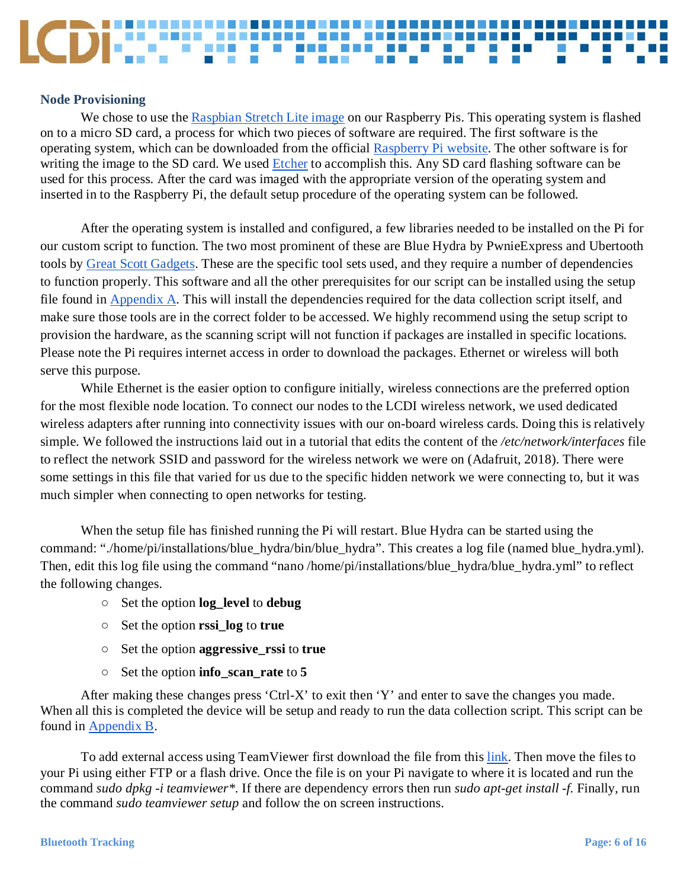### Node Provisioning

We chose to use the Raspbian Stretch Lite image on our Raspberry Pis. This operating system is flashed on to a micro SD card, a process for which two pieces of software are required. The first software is the operating system, which can be downloaded from the official Raspberry Pi website. The other software is for writing the image to the SD card. We used Etcher to accomplish this. Any SD card flashing software can be used for this process. After the card was imaged with the appropriate version of the operating system and inserted in to the Raspberry Pi, the default setup procedure of the operating system can be followed.

After the operating system is installed and configured, a few libraries needed to be installed on the Pi for our custom script to function. The two most prominent of these are Blue Hydra by PwnieExpress and Ubertooth tools by Great Scott Gadgets. These are the specific tool sets used, and they require a number of dependencies to function properly. This software and all the other prerequisites for our script can be installed using the setup file found in Appendix A. This will install the dependencies required for the data collection script itself, and make sure those tools are in the correct folder to be accessed. We highly recommend using the setup script to provision the hardware, as the scanning script will not function if packages are installed in specific locations. Please note the Pi requires internet access in order to download the packages. Ethernet or wireless will both serve this purpose.

While Ethernet is the easier option to configure initially, wireless connections are the preferred option for the most flexible node location. To connect our nodes to the LCDI wireless network, we used dedicated wireless adapters after running into connectivity issues with our on-board wireless cards. Doing this is relatively simple. We followed the instructions laid out in a tutorial that edits the content of the */etc/network/interfaces* file to reflect the network SSID and password for the wireless network we were on (Adafruit, 2018). There were some settings in this file that varied for us due to the specific hidden network we were connecting to, but it was much simpler when connecting to open networks for testing.

When the setup file has finished running the Pi will restart. Blue Hydra can be started using the command: "./home/pi/installations/blue_hydra/bin/blue_hydra". This creates a log file (named blue_hydra.yml). Then, edit this log file using the command "nano /home/pi/installations/blue_hydra/blue_hydra.yml" to reflect the following changes.

- Set the option **log_level** to **debug**
- Set the option **rssi_log** to **true**
- Set the option **aggressive_rssi** to **true**
- Set the option **info_scan_rate** to **5**

After making these changes press 'Ctrl-X' to exit then 'Y' and enter to save the changes you made. When all this is completed the device will be setup and ready to run the data collection script. This script can be found in Appendix B.

To add external access using TeamViewer first download the file from this link. Then move the files to your Pi using either FTP or a flash drive. Once the file is on your Pi navigate to where it is located and run the command *sudo dpkg -i teamviewer\**. If there are dependency errors then run *sudo apt-get install -f*. Finally, run the command *sudo teamviewer setup* and follow the on screen instructions.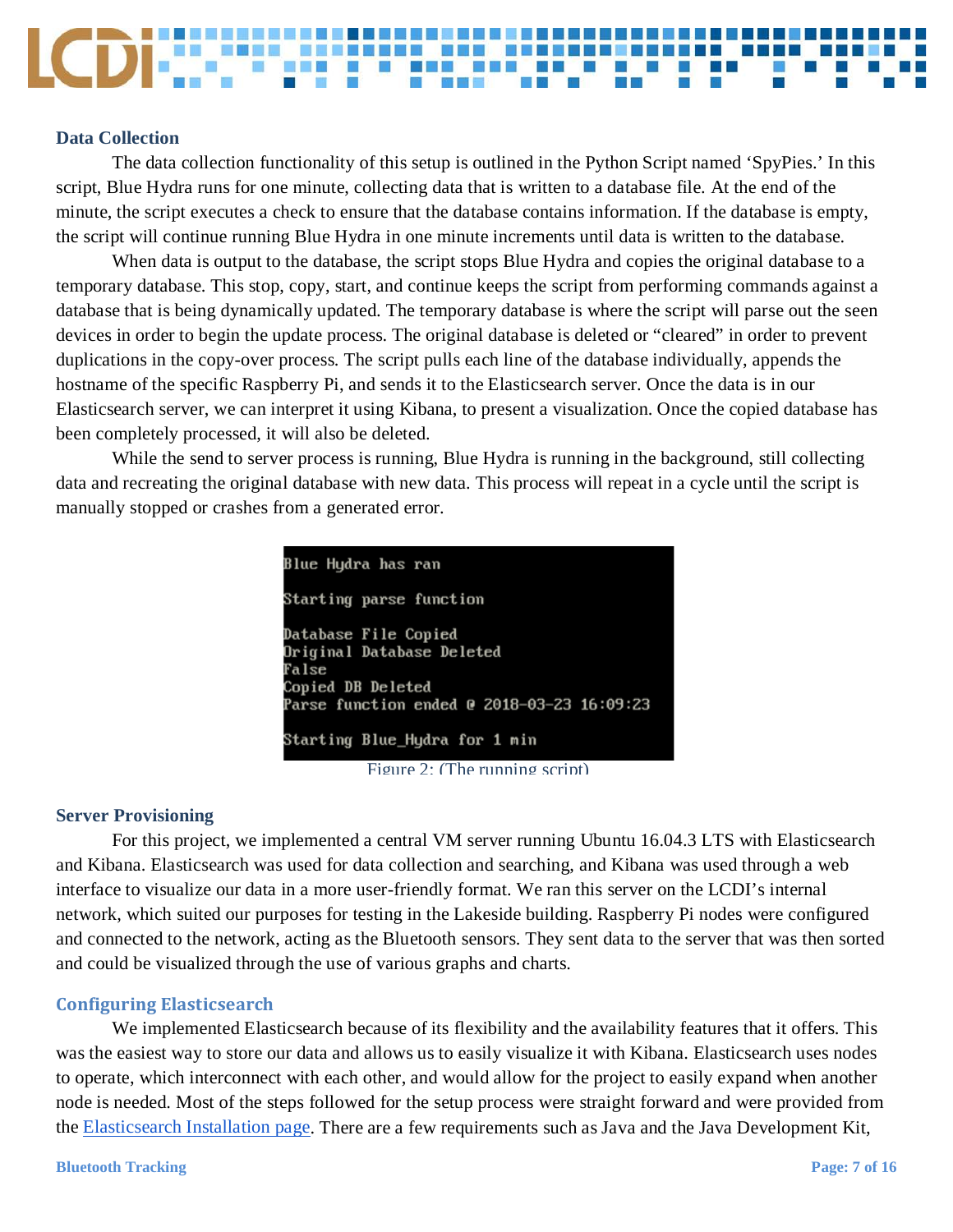### Data Collection

The data collection functionality of this setup is outlined in the Python Script named 'SpyPies.' In this script, Blue Hydra runs for one minute, collecting data that is written to a database file. At the end of the minute, the script executes a check to ensure that the database contains information. If the database is empty, the script will continue running Blue Hydra in one minute increments until data is written to the database.

When data is output to the database, the script stops Blue Hydra and copies the original database to a temporary database. This stop, copy, start, and continue keeps the script from performing commands against a database that is being dynamically updated. The temporary database is where the script will parse out the seen devices in order to begin the update process. The original database is deleted or "cleared" in order to prevent duplications in the copy-over process. The script pulls each line of the database individually, appends the hostname of the specific Raspberry Pi, and sends it to the Elasticsearch server. Once the data is in our Elasticsearch server, we can interpret it using Kibana, to present a visualization. Once the copied database has been completely processed, it will also be deleted.

While the send to server process is running, Blue Hydra is running in the background, still collecting data and recreating the original database with new data. This process will repeat in a cycle until the script is manually stopped or crashes from a generated error.

```
Blue Hydra has ran

Starting parse function

Database File Copied
Original Database Deleted
False
Copied DB Deleted
Parse function ended @ 2018-03-23 16:09:23

Starting Blue_Hydra for 1 min
```

Figure 2: (The running script)

### Server Provisioning

For this project, we implemented a central VM server running Ubuntu 16.04.3 LTS with Elasticsearch and Kibana. Elasticsearch was used for data collection and searching, and Kibana was used through a web interface to visualize our data in a more user-friendly format. We ran this server on the LCDI's internal network, which suited our purposes for testing in the Lakeside building. Raspberry Pi nodes were configured and connected to the network, acting as the Bluetooth sensors. They sent data to the server that was then sorted and could be visualized through the use of various graphs and charts.

### Configuring Elasticsearch

We implemented Elasticsearch because of its flexibility and the availability features that it offers. This was the easiest way to store our data and allows us to easily visualize it with Kibana. Elasticsearch uses nodes to operate, which interconnect with each other, and would allow for the project to easily expand when another node is needed. Most of the steps followed for the setup process were straight forward and were provided from the Elasticsearch Installation page. There are a few requirements such as Java and the Java Development Kit,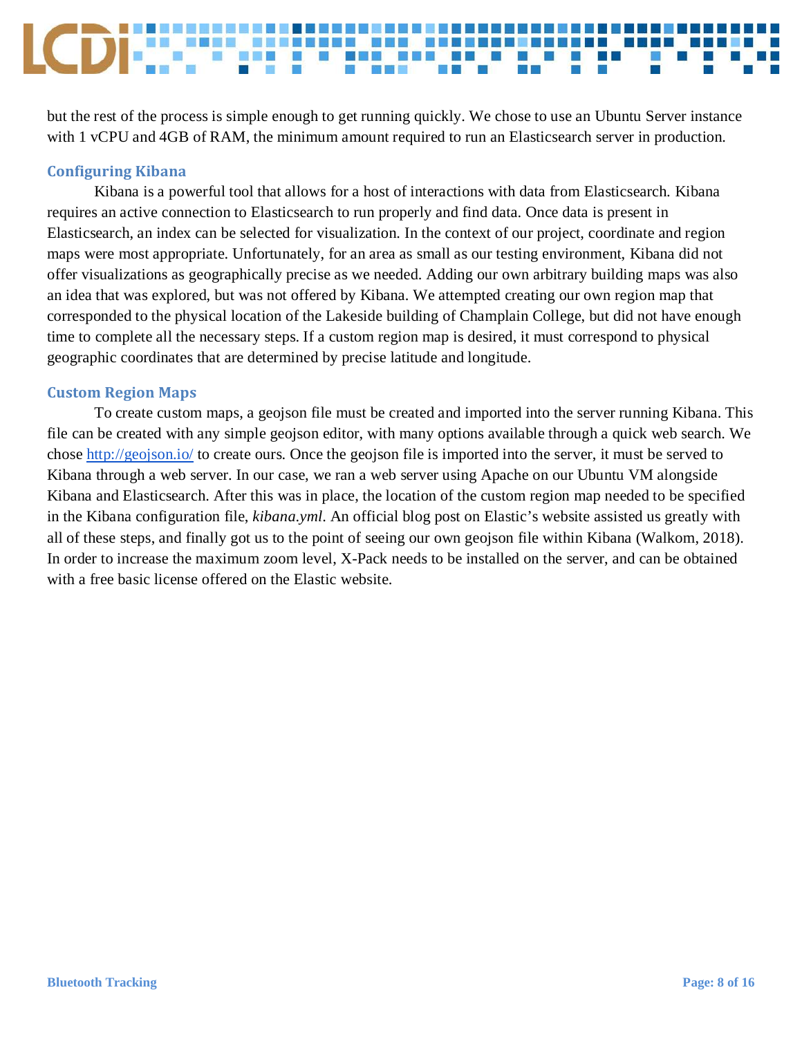but the rest of the process is simple enough to get running quickly. We chose to use an Ubuntu Server instance with 1 vCPU and 4GB of RAM, the minimum amount required to run an Elasticsearch server in production.

### Configuring Kibana

Kibana is a powerful tool that allows for a host of interactions with data from Elasticsearch. Kibana requires an active connection to Elasticsearch to run properly and find data. Once data is present in Elasticsearch, an index can be selected for visualization. In the context of our project, coordinate and region maps were most appropriate. Unfortunately, for an area as small as our testing environment, Kibana did not offer visualizations as geographically precise as we needed. Adding our own arbitrary building maps was also an idea that was explored, but was not offered by Kibana. We attempted creating our own region map that corresponded to the physical location of the Lakeside building of Champlain College, but did not have enough time to complete all the necessary steps. If a custom region map is desired, it must correspond to physical geographic coordinates that are determined by precise latitude and longitude.

### Custom Region Maps

To create custom maps, a geojson file must be created and imported into the server running Kibana. This file can be created with any simple geojson editor, with many options available through a quick web search. We chose [http://geojson.io/](http://geojson.io/) to create ours. Once the geojson file is imported into the server, it must be served to Kibana through a web server. In our case, we ran a web server using Apache on our Ubuntu VM alongside Kibana and Elasticsearch. After this was in place, the location of the custom region map needed to be specified in the Kibana configuration file, *kibana.yml*. An official blog post on Elastic's website assisted us greatly with all of these steps, and finally got us to the point of seeing our own geojson file within Kibana (Walkom, 2018). In order to increase the maximum zoom level, X-Pack needs to be installed on the server, and can be obtained with a free basic license offered on the Elastic website.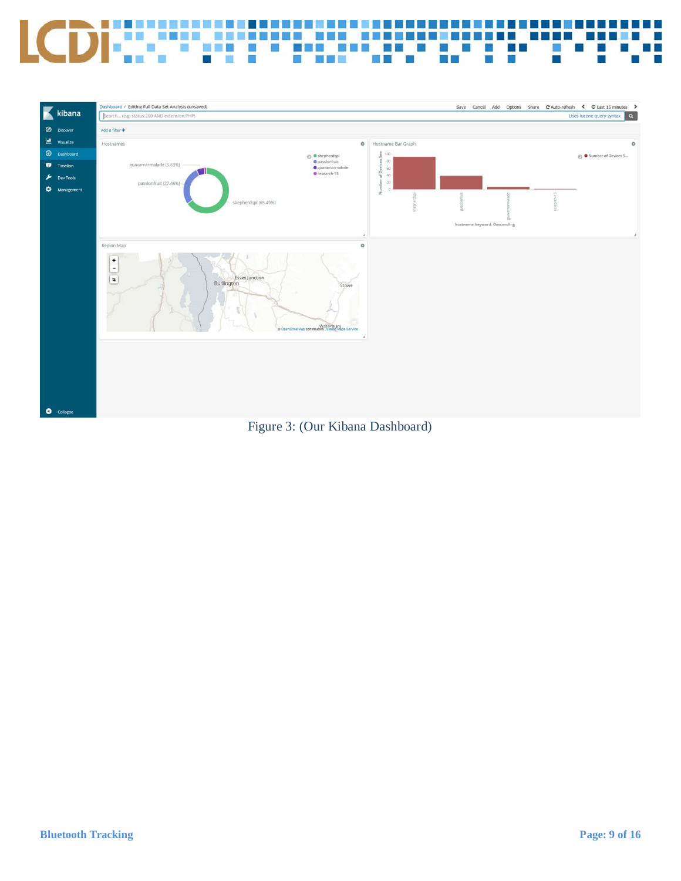Figure 3: (Our Kibana Dashboard)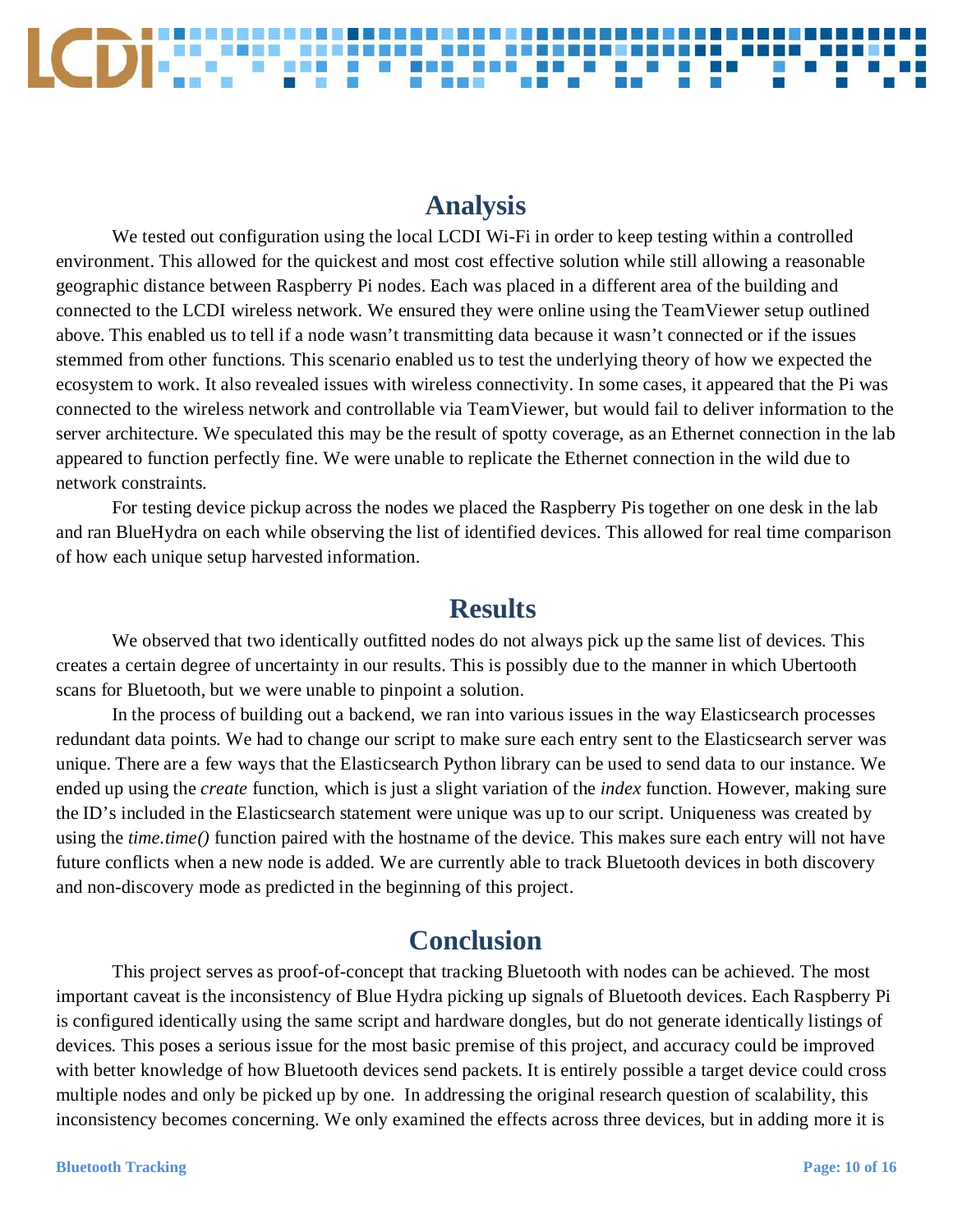## Analysis

We tested out configuration using the local LCDI Wi-Fi in order to keep testing within a controlled environment. This allowed for the quickest and most cost effective solution while still allowing a reasonable geographic distance between Raspberry Pi nodes. Each was placed in a different area of the building and connected to the LCDI wireless network. We ensured they were online using the TeamViewer setup outlined above. This enabled us to tell if a node wasn't transmitting data because it wasn't connected or if the issues stemmed from other functions. This scenario enabled us to test the underlying theory of how we expected the ecosystem to work. It also revealed issues with wireless connectivity. In some cases, it appeared that the Pi was connected to the wireless network and controllable via TeamViewer, but would fail to deliver information to the server architecture. We speculated this may be the result of spotty coverage, as an Ethernet connection in the lab appeared to function perfectly fine. We were unable to replicate the Ethernet connection in the wild due to network constraints.

For testing device pickup across the nodes we placed the Raspberry Pis together on one desk in the lab and ran BlueHydra on each while observing the list of identified devices. This allowed for real time comparison of how each unique setup harvested information.

## Results

We observed that two identically outfitted nodes do not always pick up the same list of devices. This creates a certain degree of uncertainty in our results. This is possibly due to the manner in which Ubertooth scans for Bluetooth, but we were unable to pinpoint a solution.

In the process of building out a backend, we ran into various issues in the way Elasticsearch processes redundant data points. We had to change our script to make sure each entry sent to the Elasticsearch server was unique. There are a few ways that the Elasticsearch Python library can be used to send data to our instance. We ended up using the *create* function, which is just a slight variation of the *index* function. However, making sure the ID's included in the Elasticsearch statement were unique was up to our script. Uniqueness was created by using the *time.time()* function paired with the hostname of the device. This makes sure each entry will not have future conflicts when a new node is added. We are currently able to track Bluetooth devices in both discovery and non-discovery mode as predicted in the beginning of this project.

## Conclusion

This project serves as proof-of-concept that tracking Bluetooth with nodes can be achieved. The most important caveat is the inconsistency of Blue Hydra picking up signals of Bluetooth devices. Each Raspberry Pi is configured identically using the same script and hardware dongles, but do not generate identically listings of devices. This poses a serious issue for the most basic premise of this project, and accuracy could be improved with better knowledge of how Bluetooth devices send packets. It is entirely possible a target device could cross multiple nodes and only be picked up by one. In addressing the original research question of scalability, this inconsistency becomes concerning. We only examined the effects across three devices, but in adding more it is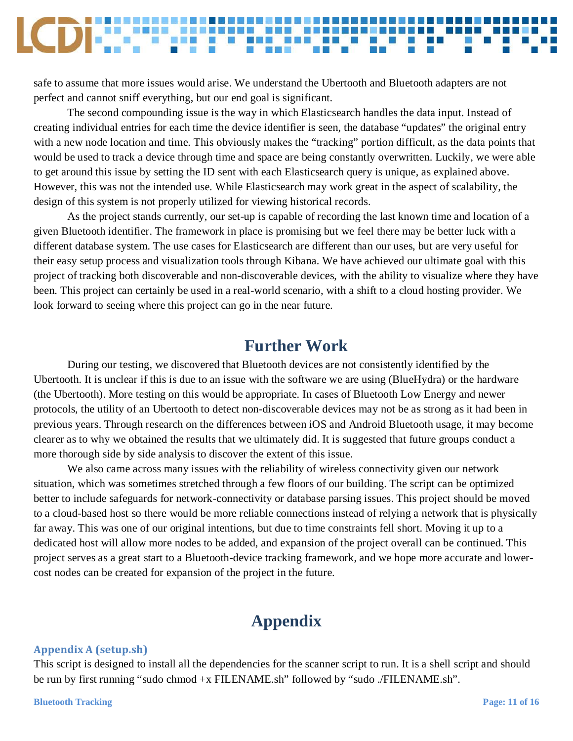safe to assume that more issues would arise. We understand the Ubertooth and Bluetooth adapters are not perfect and cannot sniff everything, but our end goal is significant.

The second compounding issue is the way in which Elasticsearch handles the data input. Instead of creating individual entries for each time the device identifier is seen, the database "updates" the original entry with a new node location and time. This obviously makes the "tracking" portion difficult, as the data points that would be used to track a device through time and space are being constantly overwritten. Luckily, we were able to get around this issue by setting the ID sent with each Elasticsearch query is unique, as explained above. However, this was not the intended use. While Elasticsearch may work great in the aspect of scalability, the design of this system is not properly utilized for viewing historical records.

As the project stands currently, our set-up is capable of recording the last known time and location of a given Bluetooth identifier. The framework in place is promising but we feel there may be better luck with a different database system. The use cases for Elasticsearch are different than our uses, but are very useful for their easy setup process and visualization tools through Kibana. We have achieved our ultimate goal with this project of tracking both discoverable and non-discoverable devices, with the ability to visualize where they have been. This project can certainly be used in a real-world scenario, with a shift to a cloud hosting provider. We look forward to seeing where this project can go in the near future.

# Further Work

During our testing, we discovered that Bluetooth devices are not consistently identified by the Ubertooth. It is unclear if this is due to an issue with the software we are using (BlueHydra) or the hardware (the Ubertooth). More testing on this would be appropriate. In cases of Bluetooth Low Energy and newer protocols, the utility of an Ubertooth to detect non-discoverable devices may not be as strong as it had been in previous years. Through research on the differences between iOS and Android Bluetooth usage, it may become clearer as to why we obtained the results that we ultimately did. It is suggested that future groups conduct a more thorough side by side analysis to discover the extent of this issue.

We also came across many issues with the reliability of wireless connectivity given our network situation, which was sometimes stretched through a few floors of our building. The script can be optimized better to include safeguards for network-connectivity or database parsing issues. This project should be moved to a cloud-based host so there would be more reliable connections instead of relying a network that is physically far away. This was one of our original intentions, but due to time constraints fell short. Moving it up to a dedicated host will allow more nodes to be added, and expansion of the project overall can be continued. This project serves as a great start to a Bluetooth-device tracking framework, and we hope more accurate and lower-cost nodes can be created for expansion of the project in the future.

# Appendix

## Appendix A (setup.sh)

This script is designed to install all the dependencies for the scanner script to run. It is a shell script and should be run by first running "sudo chmod +x FILENAME.sh" followed by "sudo ./FILENAME.sh".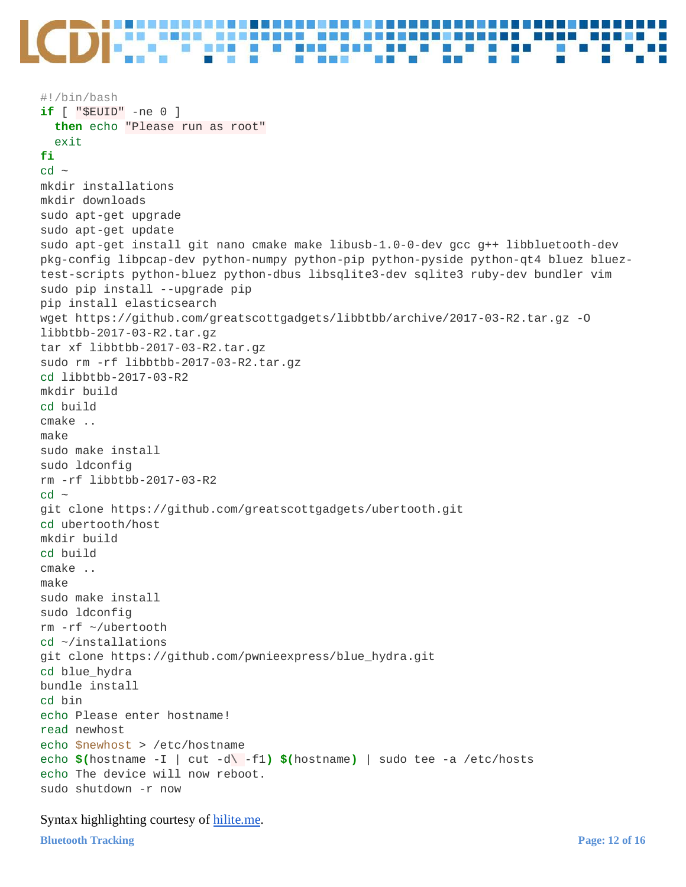```bash
#!/bin/bash
if [ "$EUID" -ne 0 ]
  then echo "Please run as root"
  exit
fi
cd ~
mkdir installations
mkdir downloads
sudo apt-get upgrade
sudo apt-get update
sudo apt-get install git nano cmake make libusb-1.0-0-dev gcc g++ libbluetooth-dev pkg-config libpcap-dev python-numpy python-pip python-pyside python-qt4 bluez bluez-test-scripts python-bluez python-dbus libsqlite3-dev sqlite3 ruby-dev bundler vim
sudo pip install --upgrade pip
pip install elasticsearch
wget https://github.com/greatscottgadgets/libbtbb/archive/2017-03-R2.tar.gz -O libbtbb-2017-03-R2.tar.gz
tar xf libbtbb-2017-03-R2.tar.gz
sudo rm -rf libbtbb-2017-03-R2.tar.gz
cd libbtbb-2017-03-R2
mkdir build
cd build
cmake ..
make
sudo make install
sudo ldconfig
rm -rf libbtbb-2017-03-R2
cd ~
git clone https://github.com/greatscottgadgets/ubertooth.git
cd ubertooth/host
mkdir build
cd build
cmake ..
make
sudo make install
sudo ldconfig
rm -rf ~/ubertooth
cd ~/installations
git clone https://github.com/pwnieexpress/blue_hydra.git
cd blue_hydra
bundle install
cd bin
echo Please enter hostname!
read newhost
echo $newhost > /etc/hostname
echo $(hostname -I | cut -d\  -f1) $(hostname) | sudo tee -a /etc/hosts
echo The device will now reboot.
sudo shutdown -r now
```

Syntax highlighting courtesy of hilite.me.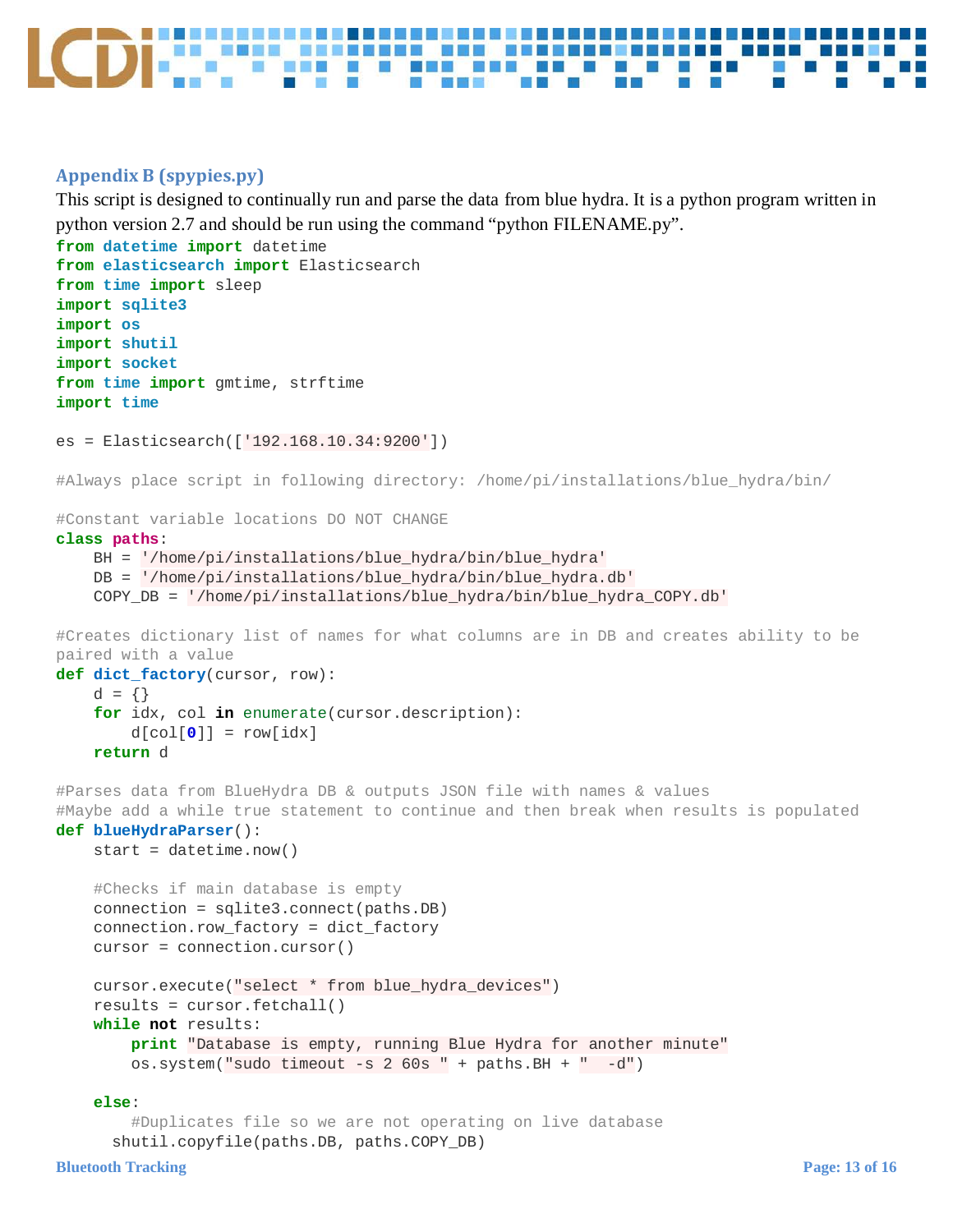### Appendix B (spypies.py)

This script is designed to continually run and parse the data from blue hydra. It is a python program written in python version 2.7 and should be run using the command “python FILENAME.py”.

```
from datetime import datetime
from elasticsearch import Elasticsearch
from time import sleep
import sqlite3
import os
import shutil
import socket
from time import gmtime, strftime
import time

es = Elasticsearch(['192.168.10.34:9200'])

#Always place script in following directory: /home/pi/installations/blue_hydra/bin/

#Constant variable locations DO NOT CHANGE
class paths:
    BH = '/home/pi/installations/blue_hydra/bin/blue_hydra'
    DB = '/home/pi/installations/blue_hydra/bin/blue_hydra.db'
    COPY_DB = '/home/pi/installations/blue_hydra/bin/blue_hydra_COPY.db'

#Creates dictionary list of names for what columns are in DB and creates ability to be
paired with a value
def dict_factory(cursor, row):
    d = {}
    for idx, col in enumerate(cursor.description):
        d[col[0]] = row[idx]
    return d

#Parses data from BlueHydra DB & outputs JSON file with names & values
#Maybe add a while true statement to continue and then break when results is populated
def blueHydraParser():
    start = datetime.now()

    #Checks if main database is empty
    connection = sqlite3.connect(paths.DB)
    connection.row_factory = dict_factory
    cursor = connection.cursor()

    cursor.execute("select * from blue_hydra_devices")
    results = cursor.fetchall()
    while not results:
        print "Database is empty, running Blue Hydra for another minute"
        os.system("sudo timeout -s 2 60s " + paths.BH + "  -d")

    else:
        #Duplicates file so we are not operating on live database
      shutil.copyfile(paths.DB, paths.COPY_DB)
```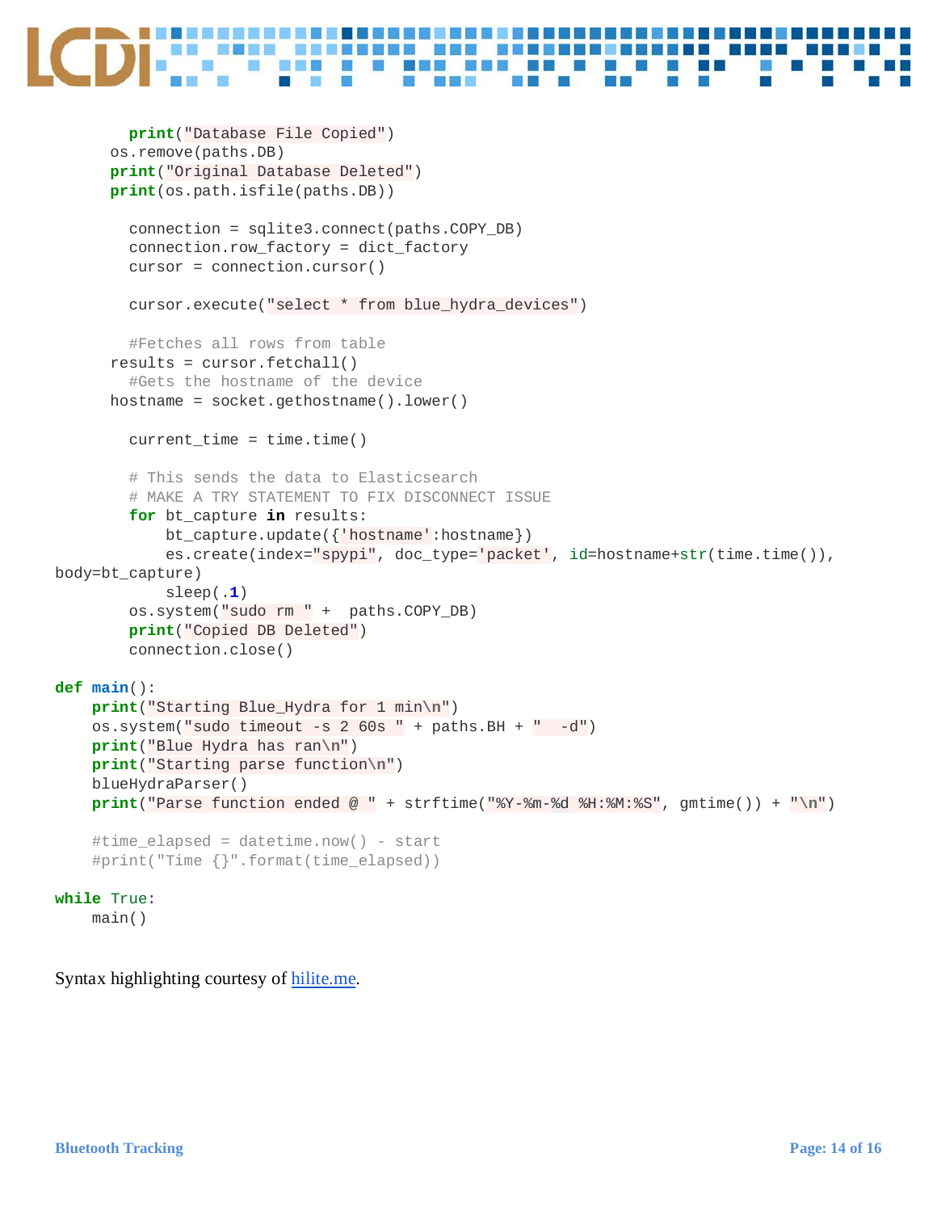```
        print("Database File Copied")
      os.remove(paths.DB)
      print("Original Database Deleted")
      print(os.path.isfile(paths.DB))

        connection = sqlite3.connect(paths.COPY_DB)
        connection.row_factory = dict_factory
        cursor = connection.cursor()

        cursor.execute("select * from blue_hydra_devices")

        #Fetches all rows from table
      results = cursor.fetchall()
        #Gets the hostname of the device
      hostname = socket.gethostname().lower()

        current_time = time.time()

        # This sends the data to Elasticsearch
        # MAKE A TRY STATEMENT TO FIX DISCONNECT ISSUE
        for bt_capture in results:
            bt_capture.update({'hostname':hostname})
            es.create(index="spypi", doc_type='packet', id=hostname+str(time.time()),
body=bt_capture)
            sleep(.1)
        os.system("sudo rm " +  paths.COPY_DB)
        print("Copied DB Deleted")
        connection.close()

def main():
    print("Starting Blue_Hydra for 1 min\n")
    os.system("sudo timeout -s 2 60s " + paths.BH + "  -d")
    print("Blue Hydra has ran\n")
    print("Starting parse function\n")
    blueHydraParser()
    print("Parse function ended @ " + strftime("%Y-%m-%d %H:%M:%S", gmtime()) + "\n")

    #time_elapsed = datetime.now() - start
    #print("Time {}".format(time_elapsed))

while True:
    main()
```

Syntax highlighting courtesy of hilite.me.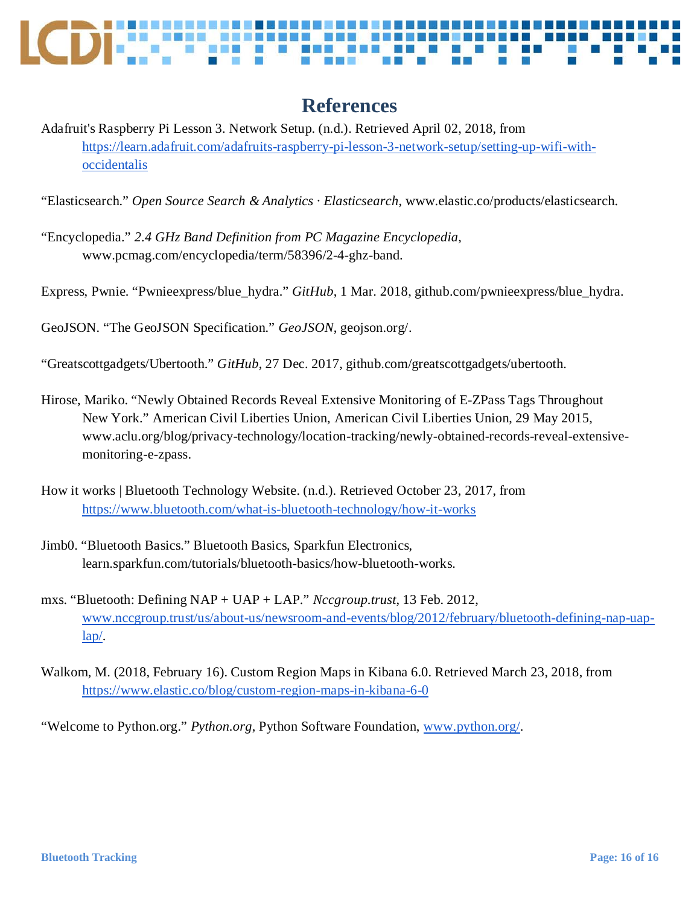# References

Adafruit's Raspberry Pi Lesson 3. Network Setup. (n.d.). Retrieved April 02, 2018, from https://learn.adafruit.com/adafruits-raspberry-pi-lesson-3-network-setup/setting-up-wifi-with-occidentalis

"Elasticsearch." *Open Source Search & Analytics · Elasticsearch*, www.elastic.co/products/elasticsearch.

"Encyclopedia." *2.4 GHz Band Definition from PC Magazine Encyclopedia*, www.pcmag.com/encyclopedia/term/58396/2-4-ghz-band.

Express, Pwnie. "Pwnieexpress/blue_hydra." *GitHub*, 1 Mar. 2018, github.com/pwnieexpress/blue_hydra.

GeoJSON. "The GeoJSON Specification." *GeoJSON*, geojson.org/.

"Greatscottgadgets/Ubertooth." *GitHub*, 27 Dec. 2017, github.com/greatscottgadgets/ubertooth.

Hirose, Mariko. "Newly Obtained Records Reveal Extensive Monitoring of E-ZPass Tags Throughout New York." American Civil Liberties Union, American Civil Liberties Union, 29 May 2015, www.aclu.org/blog/privacy-technology/location-tracking/newly-obtained-records-reveal-extensive-monitoring-e-zpass.

How it works | Bluetooth Technology Website. (n.d.). Retrieved October 23, 2017, from https://www.bluetooth.com/what-is-bluetooth-technology/how-it-works

Jimb0. "Bluetooth Basics." Bluetooth Basics, Sparkfun Electronics, learn.sparkfun.com/tutorials/bluetooth-basics/how-bluetooth-works.

mxs. "Bluetooth: Defining NAP + UAP + LAP." *Nccgroup.trust*, 13 Feb. 2012, www.nccgroup.trust/us/about-us/newsroom-and-events/blog/2012/february/bluetooth-defining-nap-uap-lap/.

Walkom, M. (2018, February 16). Custom Region Maps in Kibana 6.0. Retrieved March 23, 2018, from https://www.elastic.co/blog/custom-region-maps-in-kibana-6-0

"Welcome to Python.org." *Python.org*, Python Software Foundation, www.python.org/.